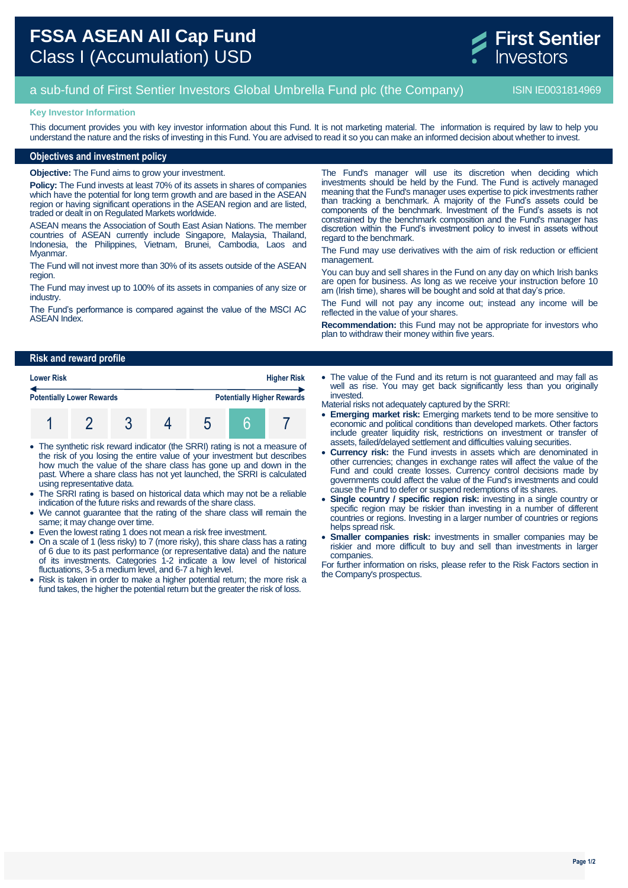# FSSA ASEAN All Cap Fund

Class I (Accumulation) USD

First Sentier Investors

a sub-fund of First Sentier Investors Global Umbrella Fund plc (the Company) ISIN IE0031814969

**Key Investor Information**

This document provides you with key investor information about this Fund. It is not marketing material. The information is required by law to help you understand the nature and the risks of investing in this Fund. You are advised to read it so you can make an informed decision about whether to invest.

## Objectives and investment policy

**Objective:** The Fund aims to grow your investment.

**Policy:** The Fund invests at least 70% of its assets in shares of companies which have the potential for long term growth and are based in the ASEAN region or having significant operations in the ASEAN region and are listed, traded or dealt in on Regulated Markets worldwide.

ASEAN means the Association of South East Asian Nations. The member countries of ASEAN currently include Singapore, Malaysia, Thailand, Indonesia, the Philippines, Vietnam, Brunei, Cambodia, Laos and Myanmar.

The Fund will not invest more than 30% of its assets outside of the ASEAN region.

The Fund may invest up to 100% of its assets in companies of any size or industry.

The Fund's performance is compared against the value of the MSCI AC ASEAN Index.

The Fund's manager will use its discretion when deciding which investments should be held by the Fund. The Fund is actively managed meaning that the Fund's manager uses expertise to pick investments rather than tracking a benchmark. A majority of the Fund's assets could be components of the benchmark. Investment of the Fund's assets is not constrained by the benchmark composition and the Fund's manager has discretion within the Fund's investment policy to invest in assets without regard to the benchmark.

The Fund may use derivatives with the aim of risk reduction or efficient management.

You can buy and sell shares in the Fund on any day on which Irish banks are open for business. As long as we receive your instruction before 10 am (Irish time), shares will be bought and sold at that day's price.

The Fund will not pay any income out; instead any income will be reflected in the value of your shares.

**Recommendation:** this Fund may not be appropriate for investors who plan to withdraw their money within five years.

## Risk and reward profile

| Lower Risk | | | | | | Higher Risk |
|---|---|---|---|---|---|---|
| Potentially Lower Rewards | | | | | | Potentially Higher Rewards |
| 1 | 2 | 3 | 4 | 5 | **6** | 7 |

- The synthetic risk reward indicator (the SRRI) rating is not a measure of the risk of you losing the entire value of your investment but describes how much the value of the share class has gone up and down in the past. Where a share class has not yet launched, the SRRI is calculated using representative data.
- The SRRI rating is based on historical data which may not be a reliable indication of the future risks and rewards of the share class.
- We cannot guarantee that the rating of the share class will remain the same; it may change over time.
- Even the lowest rating 1 does not mean a risk free investment.
- On a scale of 1 (less risky) to 7 (more risky), this share class has a rating of 6 due to its past performance (or representative data) and the nature of its investments. Categories 1-2 indicate a low level of historical fluctuations, 3-5 a medium level, and 6-7 a high level.
- Risk is taken in order to make a higher potential return; the more risk a fund takes, the higher the potential return but the greater the risk of loss.
- The value of the Fund and its return is not guaranteed and may fall as well as rise. You may get back significantly less than you originally invested.

Material risks not adequately captured by the SRRI:

- **Emerging market risk:** Emerging markets tend to be more sensitive to economic and political conditions than developed markets. Other factors include greater liquidity risk, restrictions on investment or transfer of assets, failed/delayed settlement and difficulties valuing securities.
- **Currency risk:** the Fund invests in assets which are denominated in other currencies; changes in exchange rates will affect the value of the Fund and could create losses. Currency control decisions made by governments could affect the value of the Fund's investments and could cause the Fund to defer or suspend redemptions of its shares.
- **Single country / specific region risk:** investing in a single country or specific region may be riskier than investing in a number of different countries or regions. Investing in a larger number of countries or regions helps spread risk.
- **Smaller companies risk:** investments in smaller companies may be riskier and more difficult to buy and sell than investments in larger companies.

For further information on risks, please refer to the Risk Factors section in the Company's prospectus.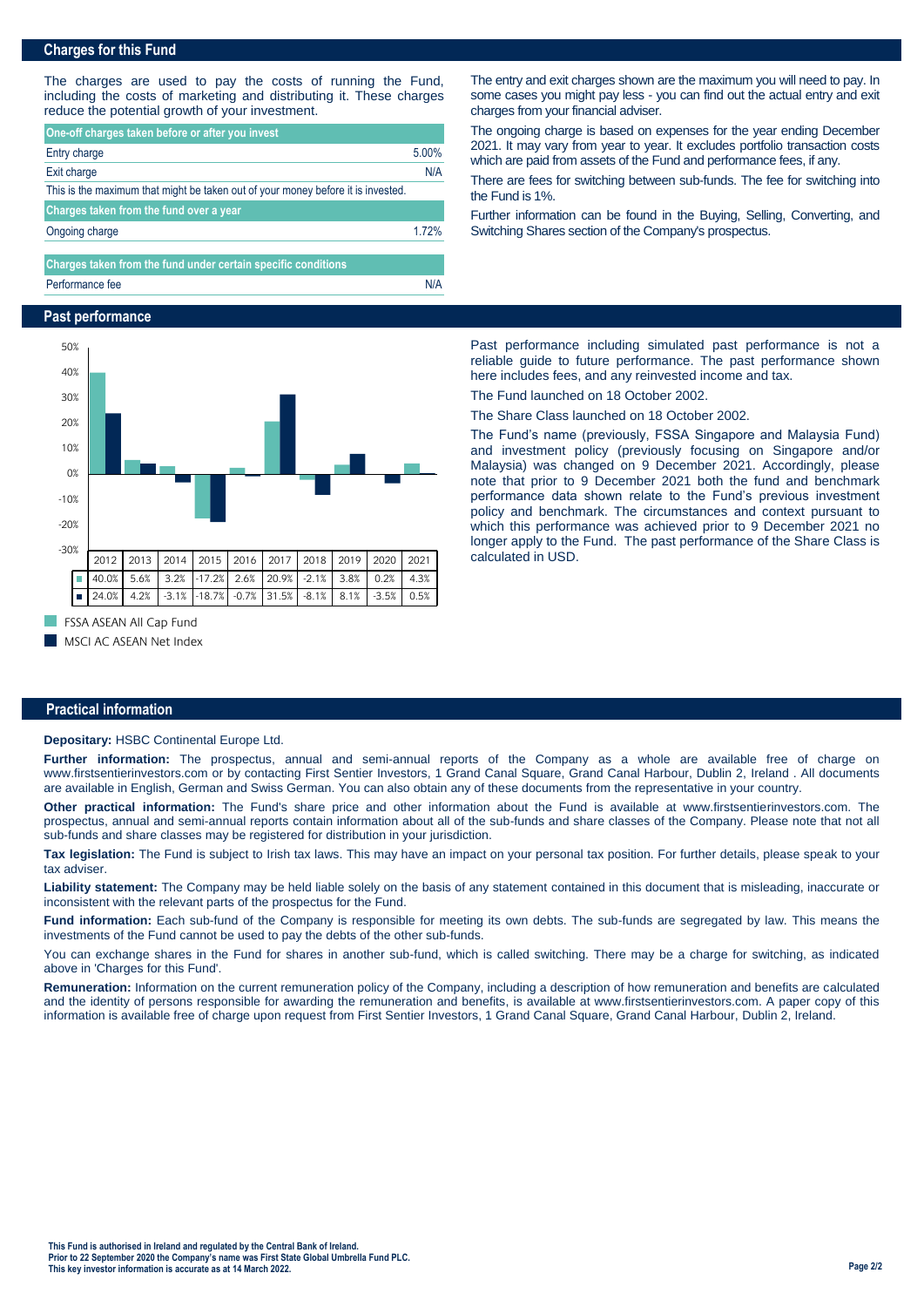## Charges for this Fund

The charges are used to pay the costs of running the Fund, including the costs of marketing and distributing it. These charges reduce the potential growth of your investment.

| One-off charges taken before or after you invest | |
|---|---|
| Entry charge | 5.00% |
| Exit charge | N/A |
| This is the maximum that might be taken out of your money before it is invested. | |
| **Charges taken from the fund over a year** | |
| Ongoing charge | 1.72% |
| **Charges taken from the fund under certain specific conditions** | |
| Performance fee | N/A |

The entry and exit charges shown are the maximum you will need to pay. In some cases you might pay less - you can find out the actual entry and exit charges from your financial adviser.

The ongoing charge is based on expenses for the year ending December 2021. It may vary from year to year. It excludes portfolio transaction costs which are paid from assets of the Fund and performance fees, if any.

There are fees for switching between sub-funds. The fee for switching into the Fund is 1%.

Further information can be found in the Buying, Selling, Converting, and Switching Shares section of the Company's prospectus.

## Past performance

50%
40%
30%
20%
10%
0%
-10%
-20%
-30%

| | 2012 | 2013 | 2014 | 2015 | 2016 | 2017 | 2018 | 2019 | 2020 | 2021 |
|---|---|---|---|---|---|---|---|---|---|---|
| FSSA ASEAN All Cap Fund | 40.0% | 5.6% | 3.2% | -17.2% | 2.6% | 20.9% | -2.1% | 3.8% | 0.2% | 4.3% |
| MSCI AC ASEAN Net Index | 24.0% | 4.2% | -3.1% | -18.7% | -0.7% | 31.5% | -8.1% | 8.1% | -3.5% | 0.5% |

FSSA ASEAN All Cap Fund
MSCI AC ASEAN Net Index

Past performance including simulated past performance is not a reliable guide to future performance. The past performance shown here includes fees, and any reinvested income and tax.

The Fund launched on 18 October 2002.

The Share Class launched on 18 October 2002.

The Fund's name (previously, FSSA Singapore and Malaysia Fund) and investment policy (previously focusing on Singapore and/or Malaysia) was changed on 9 December 2021. Accordingly, please note that prior to 9 December 2021 both the fund and benchmark performance data shown relate to the Fund's previous investment policy and benchmark. The circumstances and context pursuant to which this performance was achieved prior to 9 December 2021 no longer apply to the Fund. The past performance of the Share Class is calculated in USD.

## Practical information

**Depositary:** HSBC Continental Europe Ltd.

**Further information:** The prospectus, annual and semi-annual reports of the Company as a whole are available free of charge on www.firstsentierinvestors.com or by contacting First Sentier Investors, 1 Grand Canal Square, Grand Canal Harbour, Dublin 2, Ireland . All documents are available in English, German and Swiss German. You can also obtain any of these documents from the representative in your country.

**Other practical information:** The Fund's share price and other information about the Fund is available at www.firstsentierinvestors.com. The prospectus, annual and semi-annual reports contain information about all of the sub-funds and share classes of the Company. Please note that not all sub-funds and share classes may be registered for distribution in your jurisdiction.

**Tax legislation:** The Fund is subject to Irish tax laws. This may have an impact on your personal tax position. For further details, please speak to your tax adviser.

**Liability statement:** The Company may be held liable solely on the basis of any statement contained in this document that is misleading, inaccurate or inconsistent with the relevant parts of the prospectus for the Fund.

**Fund information:** Each sub-fund of the Company is responsible for meeting its own debts. The sub-funds are segregated by law. This means the investments of the Fund cannot be used to pay the debts of the other sub-funds.

You can exchange shares in the Fund for shares in another sub-fund, which is called switching. There may be a charge for switching, as indicated above in 'Charges for this Fund'.

**Remuneration:** Information on the current remuneration policy of the Company, including a description of how remuneration and benefits are calculated and the identity of persons responsible for awarding the remuneration and benefits, is available at www.firstsentierinvestors.com. A paper copy of this information is available free of charge upon request from First Sentier Investors, 1 Grand Canal Square, Grand Canal Harbour, Dublin 2, Ireland.

**This Fund is authorised in Ireland and regulated by the Central Bank of Ireland.**
**Prior to 22 September 2020 the Company's name was First State Global Umbrella Fund PLC.**
**This key investor information is accurate as at 14 March 2022.**